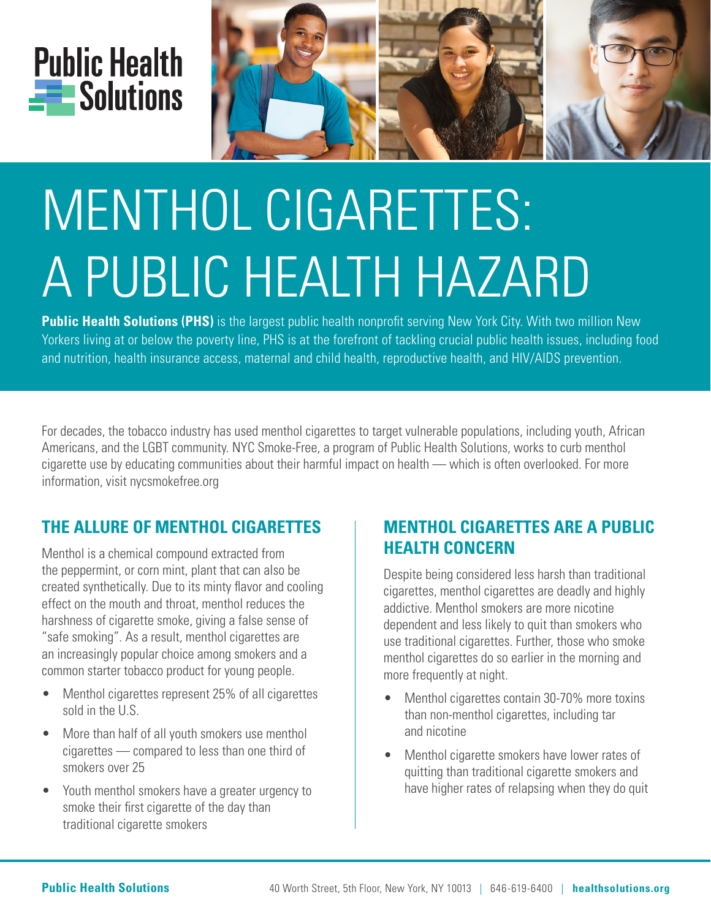Public Health Solutions

# MENTHOL CIGARETTES: A PUBLIC HEALTH HAZARD

**Public Health Solutions (PHS)** is the largest public health nonprofit serving New York City. With two million New Yorkers living at or below the poverty line, PHS is at the forefront of tackling crucial public health issues, including food and nutrition, health insurance access, maternal and child health, reproductive health, and HIV/AIDS prevention.

For decades, the tobacco industry has used menthol cigarettes to target vulnerable populations, including youth, African Americans, and the LGBT community. NYC Smoke-Free, a program of Public Health Solutions, works to curb menthol cigarette use by educating communities about their harmful impact on health — which is often overlooked. For more information, visit nycsmokefree.org

## THE ALLURE OF MENTHOL CIGARETTES

Menthol is a chemical compound extracted from the peppermint, or corn mint, plant that can also be created synthetically. Due to its minty flavor and cooling effect on the mouth and throat, menthol reduces the harshness of cigarette smoke, giving a false sense of "safe smoking". As a result, menthol cigarettes are an increasingly popular choice among smokers and a common starter tobacco product for young people.

- Menthol cigarettes represent 25% of all cigarettes sold in the U.S.
- More than half of all youth smokers use menthol cigarettes — compared to less than one third of smokers over 25
- Youth menthol smokers have a greater urgency to smoke their first cigarette of the day than traditional cigarette smokers

## MENTHOL CIGARETTES ARE A PUBLIC HEALTH CONCERN

Despite being considered less harsh than traditional cigarettes, menthol cigarettes are deadly and highly addictive. Menthol smokers are more nicotine dependent and less likely to quit than smokers who use traditional cigarettes. Further, those who smoke menthol cigarettes do so earlier in the morning and more frequently at night.

- Menthol cigarettes contain 30-70% more toxins than non-menthol cigarettes, including tar and nicotine
- Menthol cigarette smokers have lower rates of quitting than traditional cigarette smokers and have higher rates of relapsing when they do quit

Public Health Solutions 40 Worth Street, 5th Floor, New York, NY 10013 | 646-619-6400 | healthsolutions.org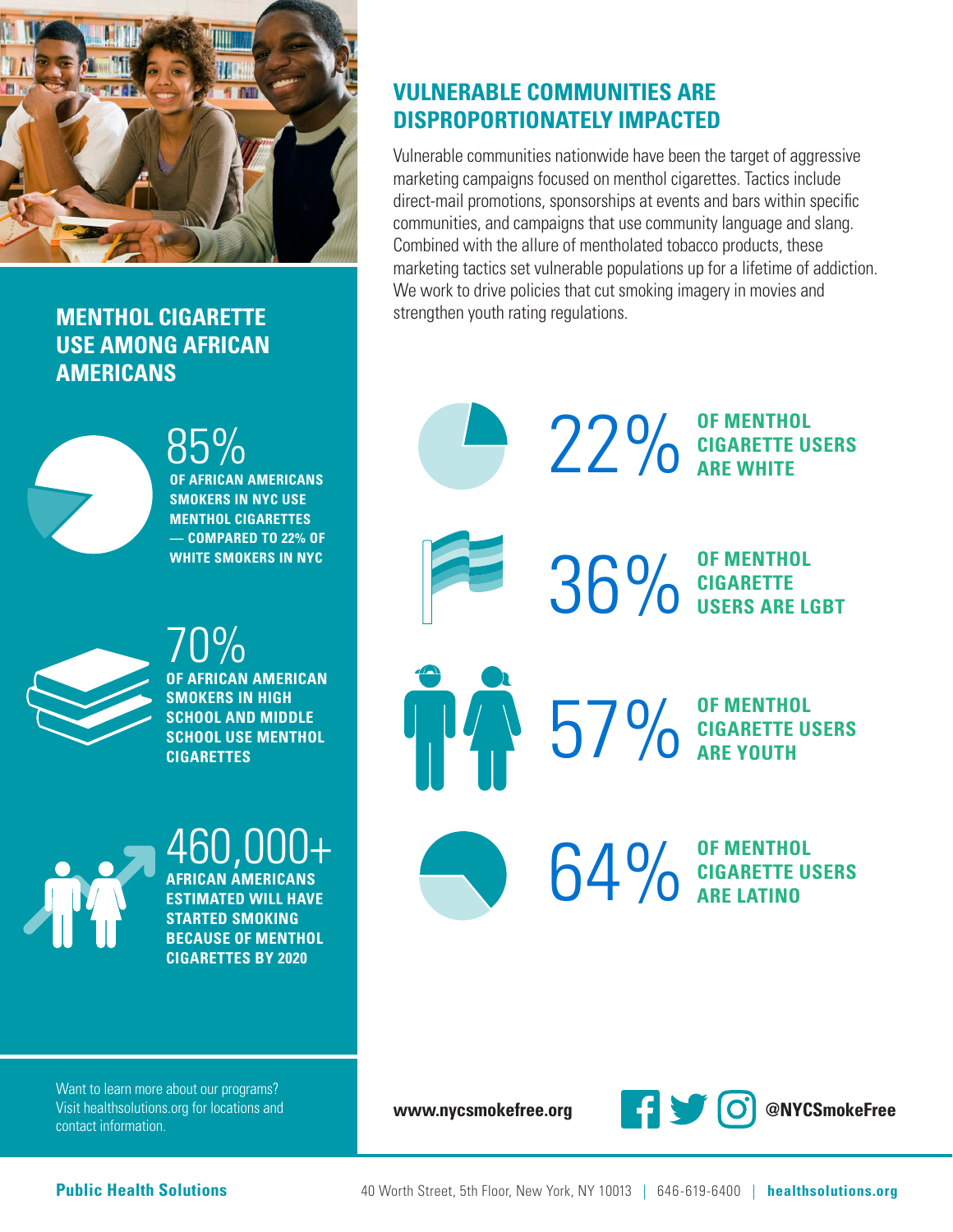## MENTHOL CIGARETTE USE AMONG AFRICAN AMERICANS

85%

**OF AFRICAN AMERICANS SMOKERS IN NYC USE MENTHOL CIGARETTES — COMPARED TO 22% OF WHITE SMOKERS IN NYC**

70%

**OF AFRICAN AMERICAN SMOKERS IN HIGH SCHOOL AND MIDDLE SCHOOL USE MENTHOL CIGARETTES**

460,000+

**AFRICAN AMERICANS ESTIMATED WILL HAVE STARTED SMOKING BECAUSE OF MENTHOL CIGARETTES BY 2020**

Want to learn more about our programs? Visit healthsolutions.org for locations and contact information.

## VULNERABLE COMMUNITIES ARE DISPROPORTIONATELY IMPACTED

Vulnerable communities nationwide have been the target of aggressive marketing campaigns focused on menthol cigarettes. Tactics include direct-mail promotions, sponsorships at events and bars within specific communities, and campaigns that use community language and slang. Combined with the allure of mentholated tobacco products, these marketing tactics set vulnerable populations up for a lifetime of addiction. We work to drive policies that cut smoking imagery in movies and strengthen youth rating regulations.

22% **OF MENTHOL CIGARETTE USERS ARE WHITE**

36% **OF MENTHOL CIGARETTE USERS ARE LGBT**

57% **OF MENTHOL CIGARETTE USERS ARE YOUTH**

64% **OF MENTHOL CIGARETTE USERS ARE LATINO**

**www.nycsmokefree.org** **@NYCSmokeFree**

**Public Health Solutions** 40 Worth Street, 5th Floor, New York, NY 10013 | 646-619-6400 | **healthsolutions.org**